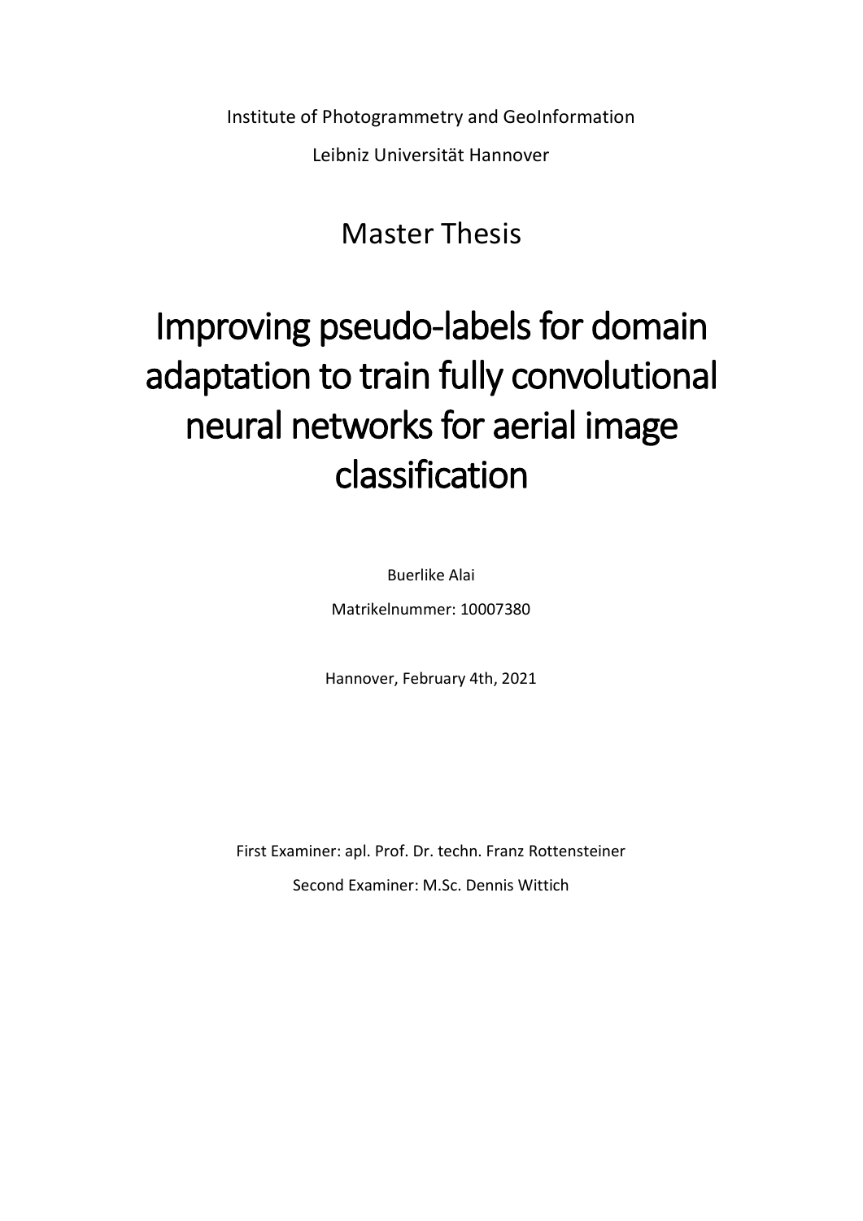Institute of Photogrammetry and GeoInformation

Leibniz Universität Hannover

## Master Thesis

# Improving pseudo-labels for domain adaptation to train fully convolutional neural networks for aerial image classification

Buerlike Alai

Matrikelnummer: 10007380

Hannover, February 4th, 2021

First Examiner: apl. Prof. Dr. techn. Franz Rottensteiner

Second Examiner: M.Sc. Dennis Wittich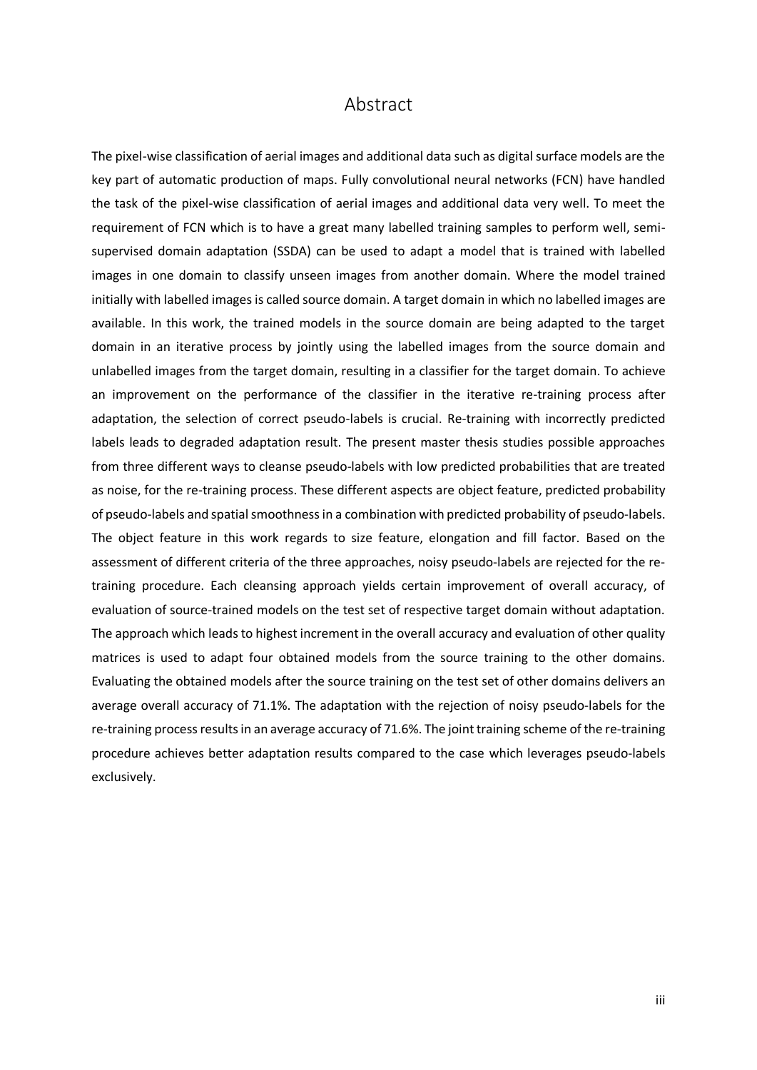# Abstract

The pixel-wise classification of aerial images and additional data such as digital surface models are the key part of automatic production of maps. Fully convolutional neural networks (FCN) have handled the task of the pixel-wise classification of aerial images and additional data very well. To meet the requirement of FCN which is to have a great many labelled training samples to perform well, semi-supervised domain adaptation (SSDA) can be used to adapt a model that is trained with labelled images in one domain to classify unseen images from another domain. Where the model trained initially with labelled images is called source domain. A target domain in which no labelled images are available. In this work, the trained models in the source domain are being adapted to the target domain in an iterative process by jointly using the labelled images from the source domain and unlabelled images from the target domain, resulting in a classifier for the target domain. To achieve an improvement on the performance of the classifier in the iterative re-training process after adaptation, the selection of correct pseudo-labels is crucial. Re-training with incorrectly predicted labels leads to degraded adaptation result. The present master thesis studies possible approaches from three different ways to cleanse pseudo-labels with low predicted probabilities that are treated as noise, for the re-training process. These different aspects are object feature, predicted probability of pseudo-labels and spatial smoothness in a combination with predicted probability of pseudo-labels. The object feature in this work regards to size feature, elongation and fill factor. Based on the assessment of different criteria of the three approaches, noisy pseudo-labels are rejected for the re-training procedure. Each cleansing approach yields certain improvement of overall accuracy, of evaluation of source-trained models on the test set of respective target domain without adaptation. The approach which leads to highest increment in the overall accuracy and evaluation of other quality matrices is used to adapt four obtained models from the source training to the other domains. Evaluating the obtained models after the source training on the test set of other domains delivers an average overall accuracy of 71.1%. The adaptation with the rejection of noisy pseudo-labels for the re-training process results in an average accuracy of 71.6%. The joint training scheme of the re-training procedure achieves better adaptation results compared to the case which leverages pseudo-labels exclusively.